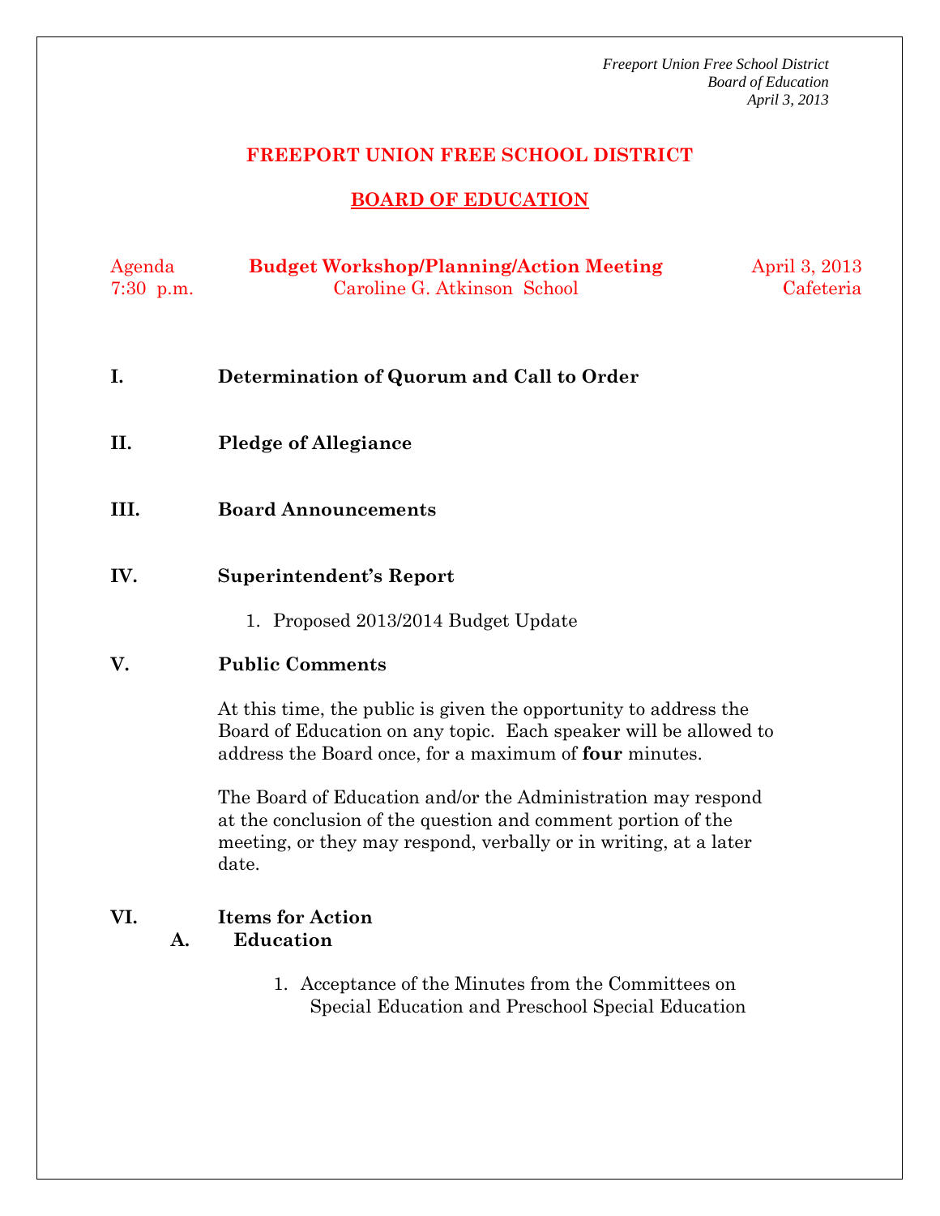# FREEPORT UNION FREE SCHOOL DISTRICT

## BOARD OF EDUCATION

Agenda **Budget Workshop/Planning/Action Meeting** April 3, 2013
7:30 p.m. Caroline G. Atkinson School Cafeteria

**I. Determination of Quorum and Call to Order**

**II. Pledge of Allegiance**

**III. Board Announcements**

**IV. Superintendent's Report**

1. Proposed 2013/2014 Budget Update

**V. Public Comments**

At this time, the public is given the opportunity to address the Board of Education on any topic. Each speaker will be allowed to address the Board once, for a maximum of **four** minutes.

The Board of Education and/or the Administration may respond at the conclusion of the question and comment portion of the meeting, or they may respond, verbally or in writing, at a later date.

**VI. Items for Action**

**A. Education**

1. Acceptance of the Minutes from the Committees on Special Education and Preschool Special Education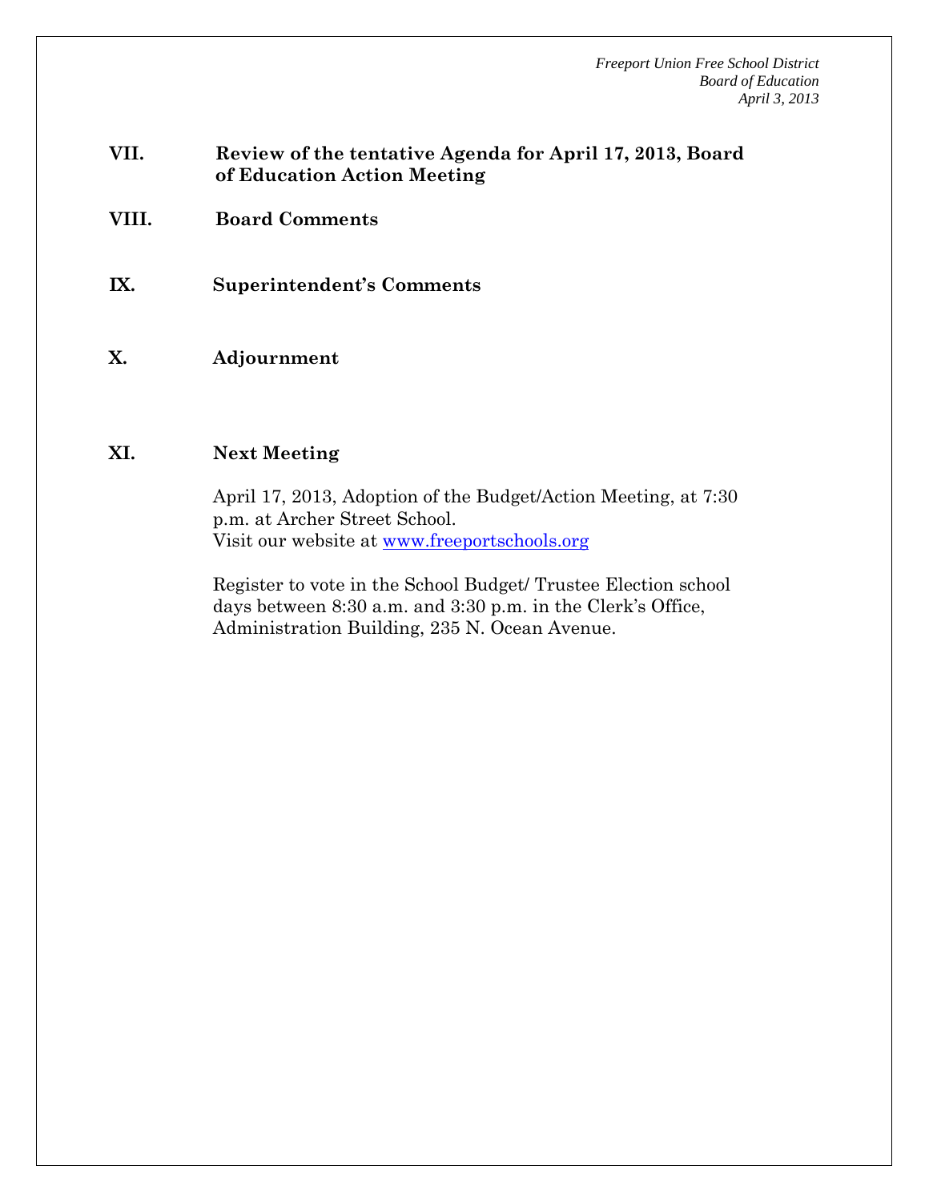**VII.** **Review of the tentative Agenda for April 17, 2013, Board of Education Action Meeting**

**VIII.** **Board Comments**

**IX.** **Superintendent's Comments**

**X.** **Adjournment**

**XI.** **Next Meeting**

April 17, 2013, Adoption of the Budget/Action Meeting, at 7:30 p.m. at Archer Street School.
Visit our website at www.freeportschools.org

Register to vote in the School Budget/ Trustee Election school days between 8:30 a.m. and 3:30 p.m. in the Clerk's Office, Administration Building, 235 N. Ocean Avenue.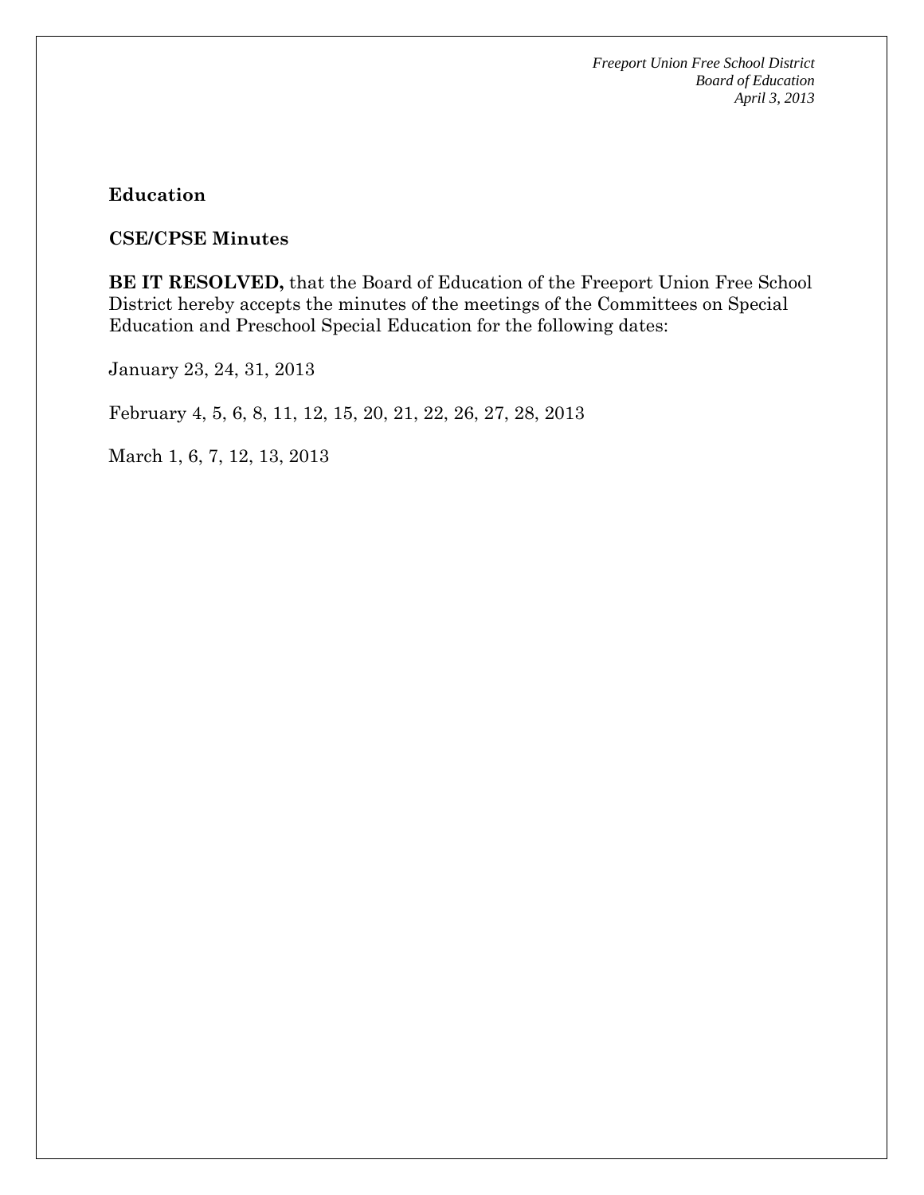**Education**

**CSE/CPSE Minutes**

**BE IT RESOLVED,** that the Board of Education of the Freeport Union Free School District hereby accepts the minutes of the meetings of the Committees on Special Education and Preschool Special Education for the following dates:

January 23, 24, 31, 2013

February 4, 5, 6, 8, 11, 12, 15, 20, 21, 22, 26, 27, 28, 2013

March 1, 6, 7, 12, 13, 2013